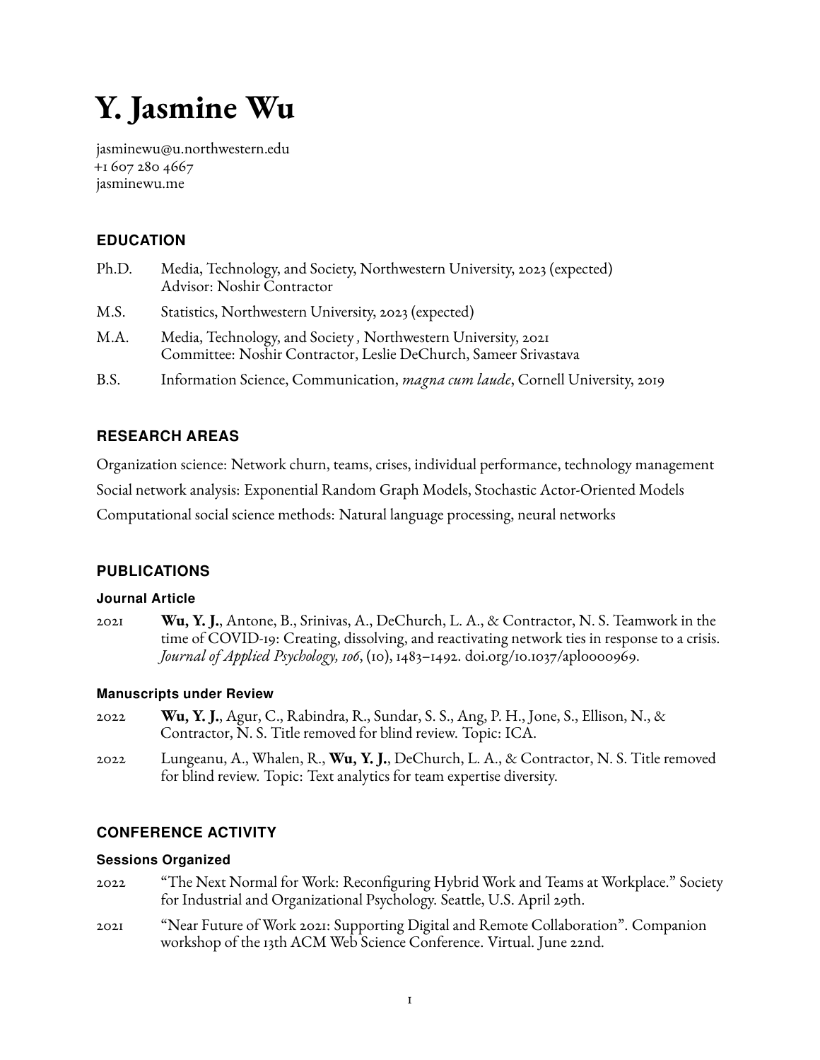# Y. Jasmine Wu

jasminewu@u.northwestern.edu
+1 607 280 4667
jasminewu.me

## EDUCATION

Ph.D. Media, Technology, and Society, Northwestern University, 2023 (expected)
Advisor: Noshir Contractor

M.S. Statistics, Northwestern University, 2023 (expected)

M.A. Media, Technology, and Society , Northwestern University, 2021
Committee: Noshir Contractor, Leslie DeChurch, Sameer Srivastava

B.S. Information Science, Communication, *magna cum laude*, Cornell University, 2019

## RESEARCH AREAS

Organization science: Network churn, teams, crises, individual performance, technology management

Social network analysis: Exponential Random Graph Models, Stochastic Actor-Oriented Models

Computational social science methods: Natural language processing, neural networks

## PUBLICATIONS

### Journal Article

2021 **Wu, Y. J.**, Antone, B., Srinivas, A., DeChurch, L. A., & Contractor, N. S. Teamwork in the time of COVID-19: Creating, dissolving, and reactivating network ties in response to a crisis. *Journal of Applied Psychology, 106*, (10), 1483–1492. doi.org/10.1037/apl0000969.

### Manuscripts under Review

2022 **Wu, Y. J.**, Agur, C., Rabindra, R., Sundar, S. S., Ang, P. H., Jone, S., Ellison, N., & Contractor, N. S. Title removed for blind review. Topic: ICA.

2022 Lungeanu, A., Whalen, R., **Wu, Y. J.**, DeChurch, L. A., & Contractor, N. S. Title removed for blind review. Topic: Text analytics for team expertise diversity.

## CONFERENCE ACTIVITY

### Sessions Organized

2022 "The Next Normal for Work: Reconfiguring Hybrid Work and Teams at Workplace." Society for Industrial and Organizational Psychology. Seattle, U.S. April 29th.

2021 "Near Future of Work 2021: Supporting Digital and Remote Collaboration". Companion workshop of the 13th ACM Web Science Conference. Virtual. June 22nd.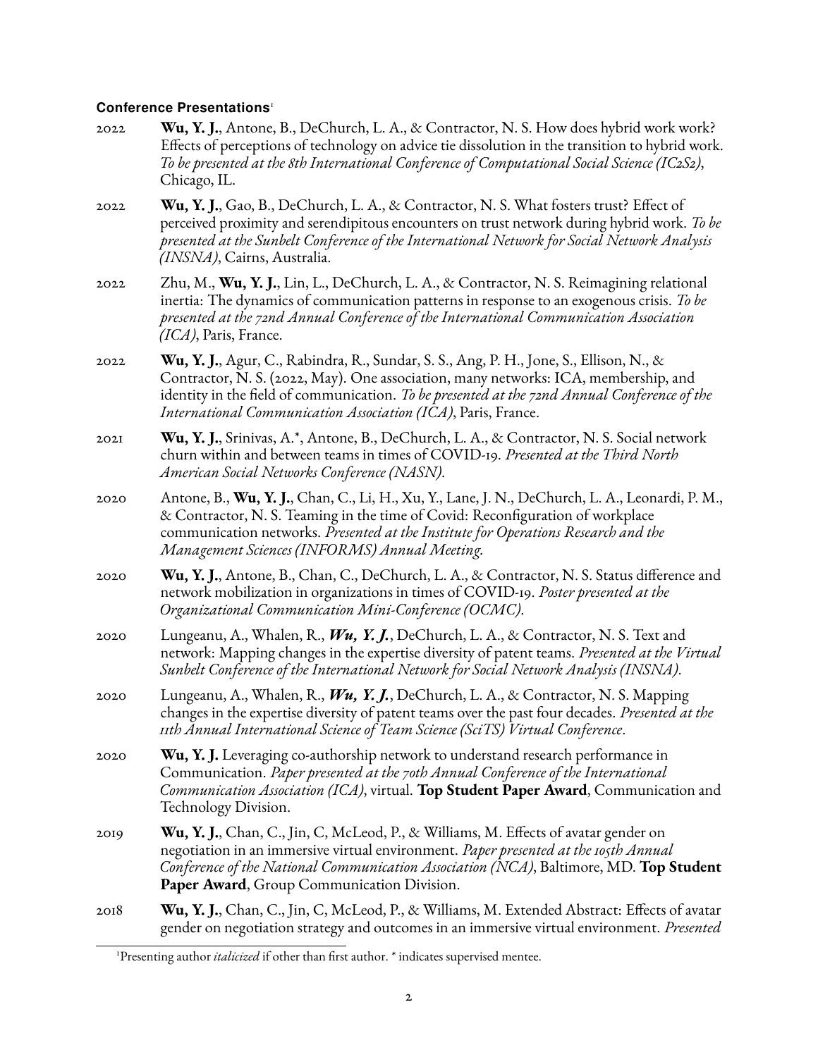#### Conference Presentations[1]

2022 **Wu, Y. J.**, Antone, B., DeChurch, L. A., & Contractor, N. S. How does hybrid work work? Effects of perceptions of technology on advice tie dissolution in the transition to hybrid work. *To be presented at the 8th International Conference of Computational Social Science (IC2S2)*, Chicago, IL.

2022 **Wu, Y. J.**, Gao, B., DeChurch, L. A., & Contractor, N. S. What fosters trust? Effect of perceived proximity and serendipitous encounters on trust network during hybrid work. *To be presented at the Sunbelt Conference of the International Network for Social Network Analysis (INSNA)*, Cairns, Australia.

2022 Zhu, M., **Wu, Y. J.**, Lin, L., DeChurch, L. A., & Contractor, N. S. Reimagining relational inertia: The dynamics of communication patterns in response to an exogenous crisis. *To be presented at the 72nd Annual Conference of the International Communication Association (ICA)*, Paris, France.

2022 **Wu, Y. J.**, Agur, C., Rabindra, R., Sundar, S. S., Ang, P. H., Jone, S., Ellison, N., & Contractor, N. S. (2022, May). One association, many networks: ICA, membership, and identity in the field of communication. *To be presented at the 72nd Annual Conference of the International Communication Association (ICA)*, Paris, France.

2021 **Wu, Y. J.**, Srinivas, A.*, Antone, B., DeChurch, L. A., & Contractor, N. S. Social network churn within and between teams in times of COVID-19. *Presented at the Third North American Social Networks Conference (NASN).*

2020 Antone, B., **Wu, Y. J.**, Chan, C., Li, H., Xu, Y., Lane, J. N., DeChurch, L. A., Leonardi, P. M., & Contractor, N. S. Teaming in the time of Covid: Reconfiguration of workplace communication networks. *Presented at the Institute for Operations Research and the Management Sciences (INFORMS) Annual Meeting.*

2020 **Wu, Y. J.**, Antone, B., Chan, C., DeChurch, L. A., & Contractor, N. S. Status difference and network mobilization in organizations in times of COVID-19. *Poster presented at the Organizational Communication Mini-Conference (OCMC).*

2020 Lungeanu, A., Whalen, R., ***Wu, Y. J.***, DeChurch, L. A., & Contractor, N. S. Text and network: Mapping changes in the expertise diversity of patent teams. *Presented at the Virtual Sunbelt Conference of the International Network for Social Network Analysis (INSNA).*

2020 Lungeanu, A., Whalen, R., ***Wu, Y. J.***, DeChurch, L. A., & Contractor, N. S. Mapping changes in the expertise diversity of patent teams over the past four decades. *Presented at the 11th Annual International Science of Team Science (SciTS) Virtual Conference*.

2020 **Wu, Y. J.** Leveraging co-authorship network to understand research performance in Communication. *Paper presented at the 70th Annual Conference of the International Communication Association (ICA)*, virtual. **Top Student Paper Award**, Communication and Technology Division.

2019 **Wu, Y. J.**, Chan, C., Jin, C, McLeod, P., & Williams, M. Effects of avatar gender on negotiation in an immersive virtual environment. *Paper presented at the 105th Annual Conference of the National Communication Association (NCA)*, Baltimore, MD. **Top Student Paper Award**, Group Communication Division.

2018 **Wu, Y. J.**, Chan, C., Jin, C, McLeod, P., & Williams, M. Extended Abstract: Effects of avatar gender on negotiation strategy and outcomes in an immersive virtual environment. *Presented*

[1] Presenting author *italicized* if other than first author. * indicates supervised mentee.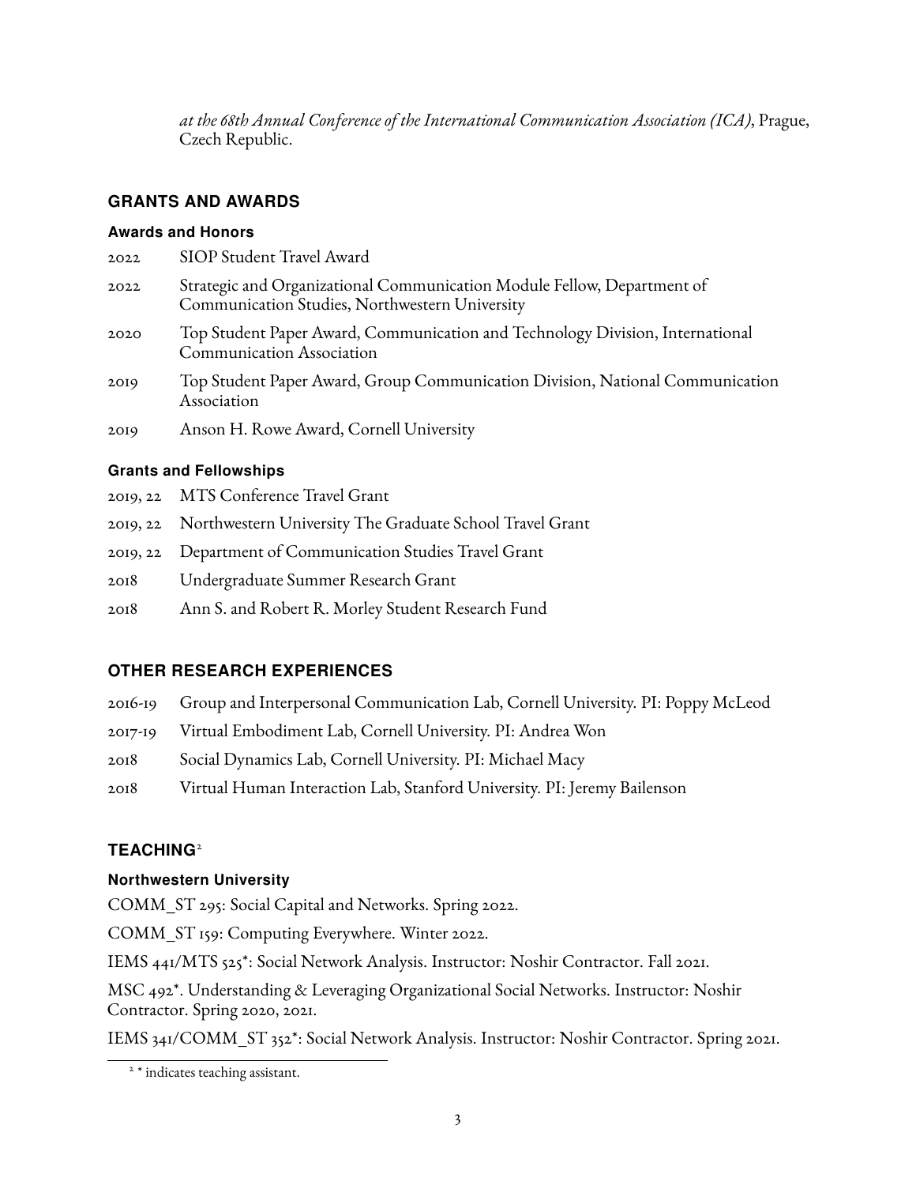*at the 68th Annual Conference of the International Communication Association (ICA)*, Prague, Czech Republic.

## GRANTS AND AWARDS

### Awards and Honors

2022 SIOP Student Travel Award

2022 Strategic and Organizational Communication Module Fellow, Department of Communication Studies, Northwestern University

2020 Top Student Paper Award, Communication and Technology Division, International Communication Association

2019 Top Student Paper Award, Group Communication Division, National Communication Association

2019 Anson H. Rowe Award, Cornell University

### Grants and Fellowships

2019, 22 MTS Conference Travel Grant

2019, 22 Northwestern University The Graduate School Travel Grant

2019, 22 Department of Communication Studies Travel Grant

2018 Undergraduate Summer Research Grant

2018 Ann S. and Robert R. Morley Student Research Fund

## OTHER RESEARCH EXPERIENCES

2016-19 Group and Interpersonal Communication Lab, Cornell University. PI: Poppy McLeod

2017-19 Virtual Embodiment Lab, Cornell University. PI: Andrea Won

2018 Social Dynamics Lab, Cornell University. PI: Michael Macy

2018 Virtual Human Interaction Lab, Stanford University. PI: Jeremy Bailenson

## TEACHING[2]

### Northwestern University

COMM_ST 295: Social Capital and Networks. Spring 2022.

COMM_ST 159: Computing Everywhere. Winter 2022.

IEMS 441/MTS 525*: Social Network Analysis. Instructor: Noshir Contractor. Fall 2021.

MSC 492*. Understanding & Leveraging Organizational Social Networks. Instructor: Noshir Contractor. Spring 2020, 2021.

IEMS 341/COMM_ST 352*: Social Network Analysis. Instructor: Noshir Contractor. Spring 2021.

[2] * indicates teaching assistant.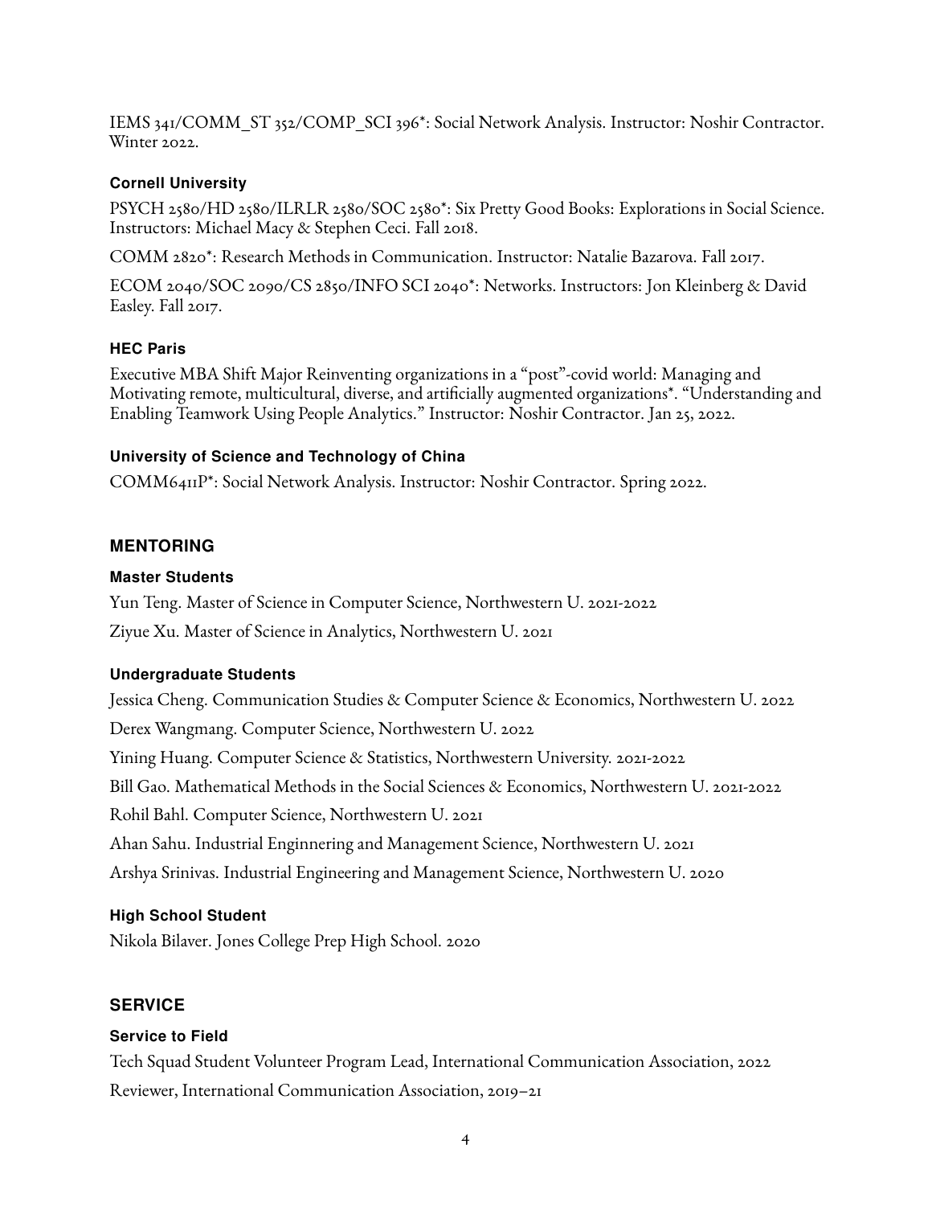IEMS 341/COMM_ST 352/COMP_SCI 396*: Social Network Analysis. Instructor: Noshir Contractor. Winter 2022.

### Cornell University

PSYCH 2580/HD 2580/ILRLR 2580/SOC 2580*: Six Pretty Good Books: Explorations in Social Science. Instructors: Michael Macy & Stephen Ceci. Fall 2018.

COMM 2820*: Research Methods in Communication. Instructor: Natalie Bazarova. Fall 2017.

ECOM 2040/SOC 2090/CS 2850/INFO SCI 2040*: Networks. Instructors: Jon Kleinberg & David Easley. Fall 2017.

### HEC Paris

Executive MBA Shift Major Reinventing organizations in a "post"-covid world: Managing and Motivating remote, multicultural, diverse, and artificially augmented organizations*. "Understanding and Enabling Teamwork Using People Analytics." Instructor: Noshir Contractor. Jan 25, 2022.

### University of Science and Technology of China

COMM6411P*: Social Network Analysis. Instructor: Noshir Contractor. Spring 2022.

## MENTORING

### Master Students

Yun Teng. Master of Science in Computer Science, Northwestern U. 2021-2022

Ziyue Xu. Master of Science in Analytics, Northwestern U. 2021

### Undergraduate Students

Jessica Cheng. Communication Studies & Computer Science & Economics, Northwestern U. 2022

Derex Wangmang. Computer Science, Northwestern U. 2022

Yining Huang. Computer Science & Statistics, Northwestern University. 2021-2022

Bill Gao. Mathematical Methods in the Social Sciences & Economics, Northwestern U. 2021-2022

Rohil Bahl. Computer Science, Northwestern U. 2021

Ahan Sahu. Industrial Enginnering and Management Science, Northwestern U. 2021

Arshya Srinivas. Industrial Engineering and Management Science, Northwestern U. 2020

### High School Student

Nikola Bilaver. Jones College Prep High School. 2020

## SERVICE

### Service to Field

Tech Squad Student Volunteer Program Lead, International Communication Association, 2022

Reviewer, International Communication Association, 2019–21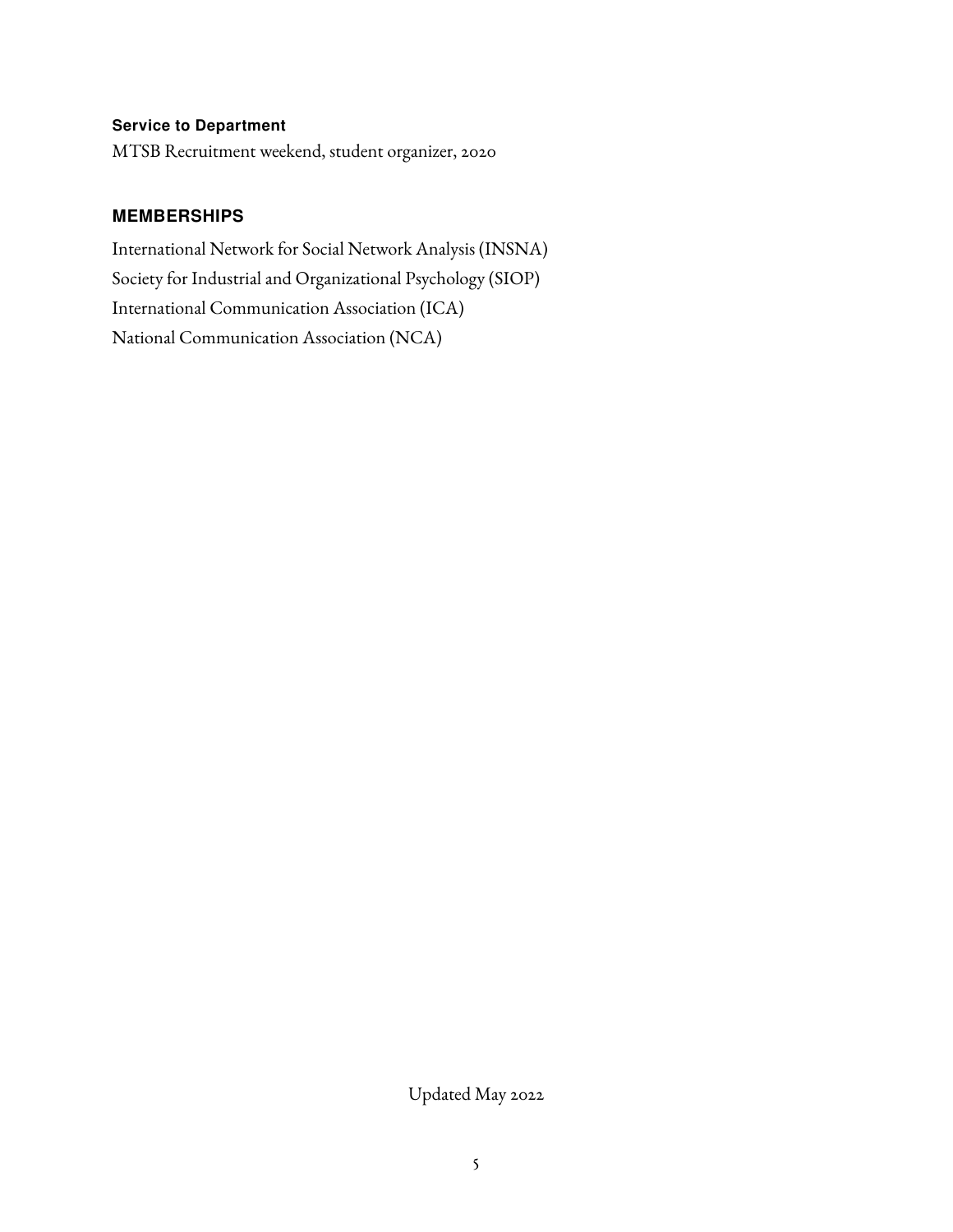### Service to Department

MTSB Recruitment weekend, student organizer, 2020

## MEMBERSHIPS

International Network for Social Network Analysis (INSNA)
Society for Industrial and Organizational Psychology (SIOP)
International Communication Association (ICA)
National Communication Association (NCA)

Updated May 2022